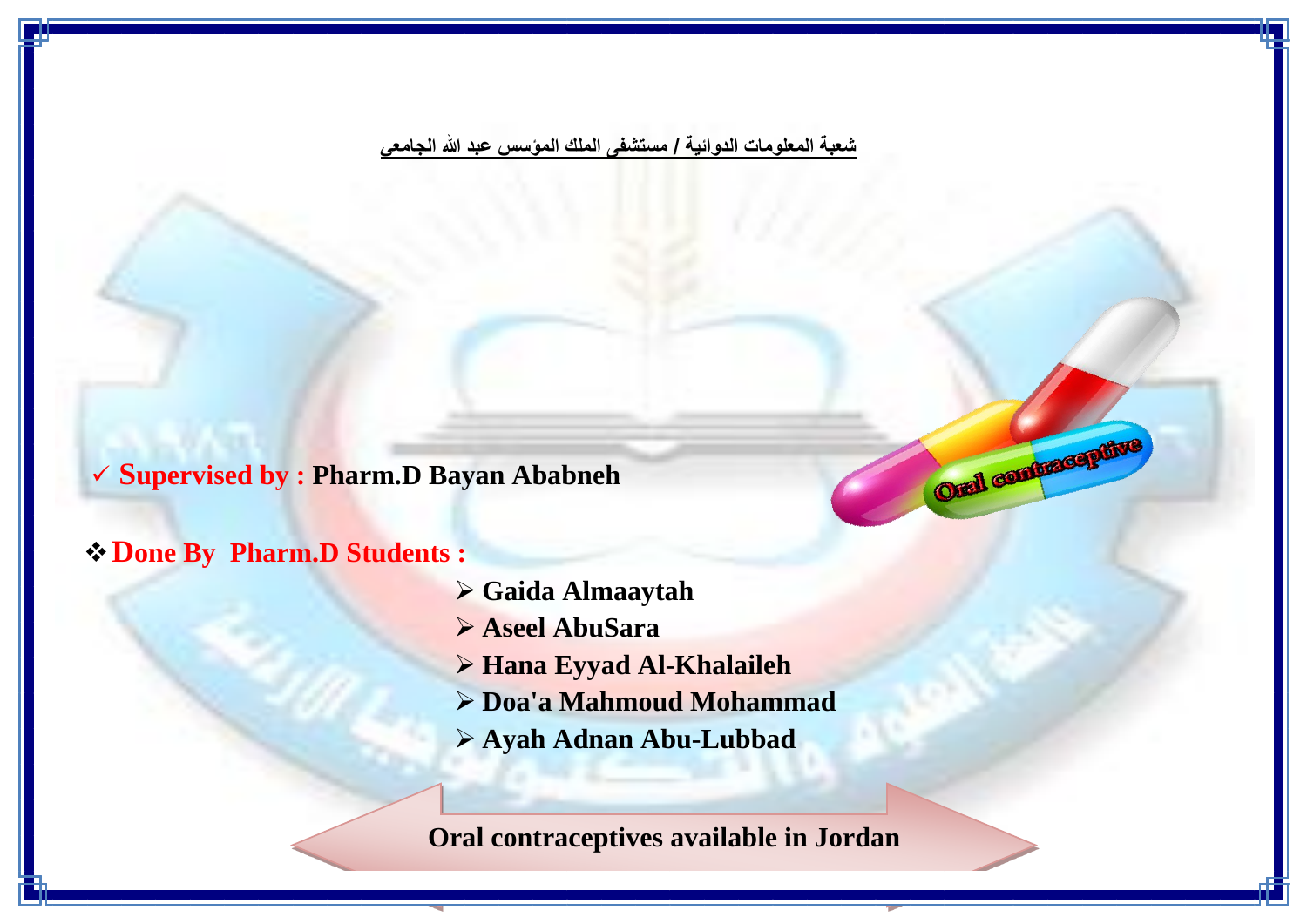**شعبة المعلومات الدوائية / مستشفى الملك المؤسس عبد الله الجامعي**

✓ **Supervised by : Pharm.D Bayan Ababneh**

❖ **Done By Pharm.D Students :**

- **Gaida Almaaytah**
- **Aseel AbuSara**
- **Hana Eyyad Al-Khalaileh**
- **Doa'a Mahmoud Mohammad**
- **Ayah Adnan Abu-Lubbad**

# Oral contraceptives available in Jordan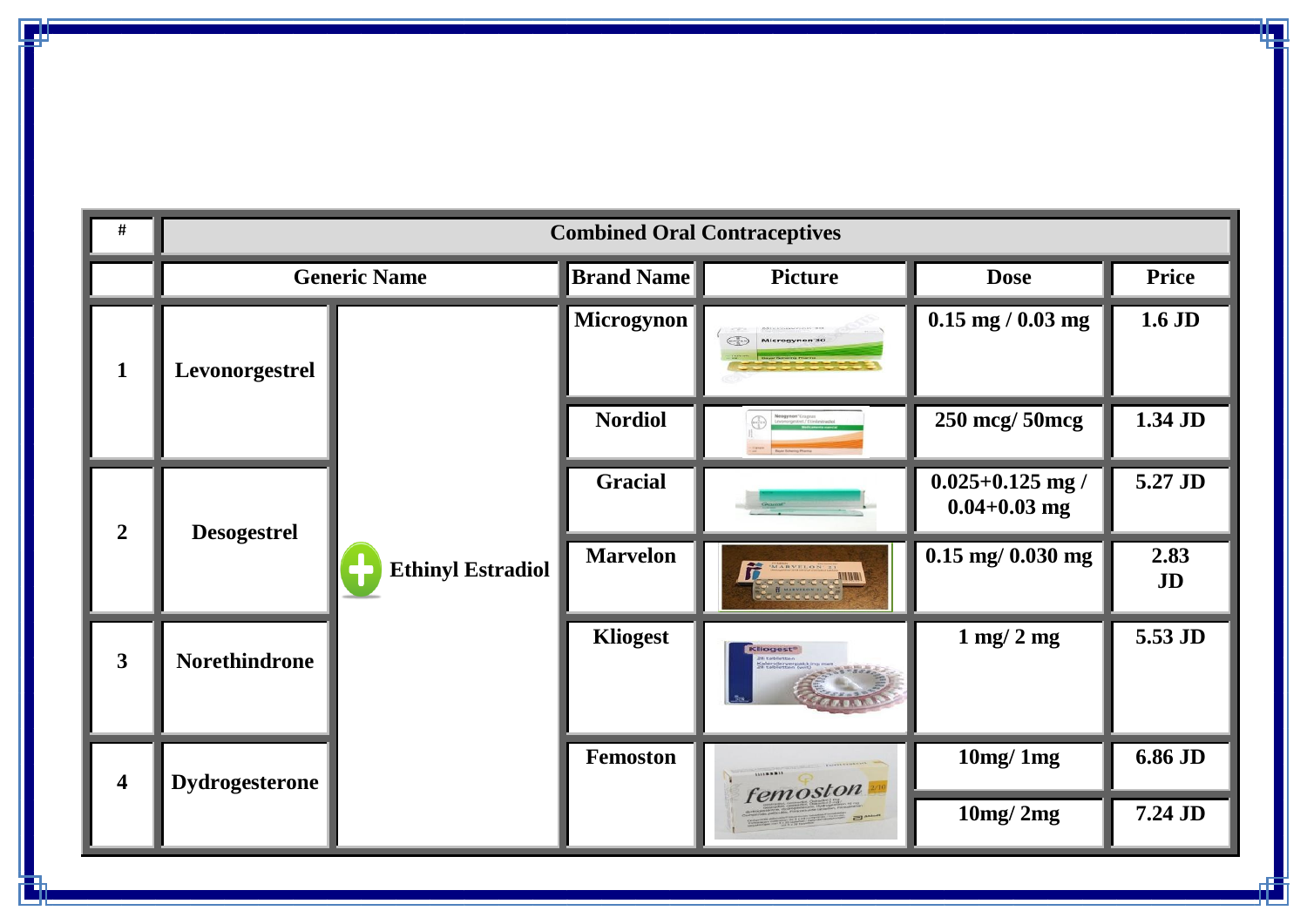| # | Combined Oral Contraceptives | | | | | |
|---|---|---|---|---|---|---|
| | Generic Name | | Brand Name | Picture | Dose | Price |
| 1 | Levonorgestrel | Ethinyl Estradiol | Microgynon | | 0.15 mg / 0.03 mg | 1.6 JD |
| | | | Nordiol | | 250 mcg/ 50mcg | 1.34 JD |
| 2 | Desogestrel | | Gracial | | 0.025+0.125 mg / 0.04+0.03 mg | 5.27 JD |
| | | | Marvelon | | 0.15 mg/ 0.030 mg | 2.83 JD |
| 3 | Norethindrone | | Kliogest | | 1 mg/ 2 mg | 5.53 JD |
| 4 | Dydrogesterone | | Femoston | | 10mg/ 1mg | 6.86 JD |
| | | | | | 10mg/ 2mg | 7.24 JD |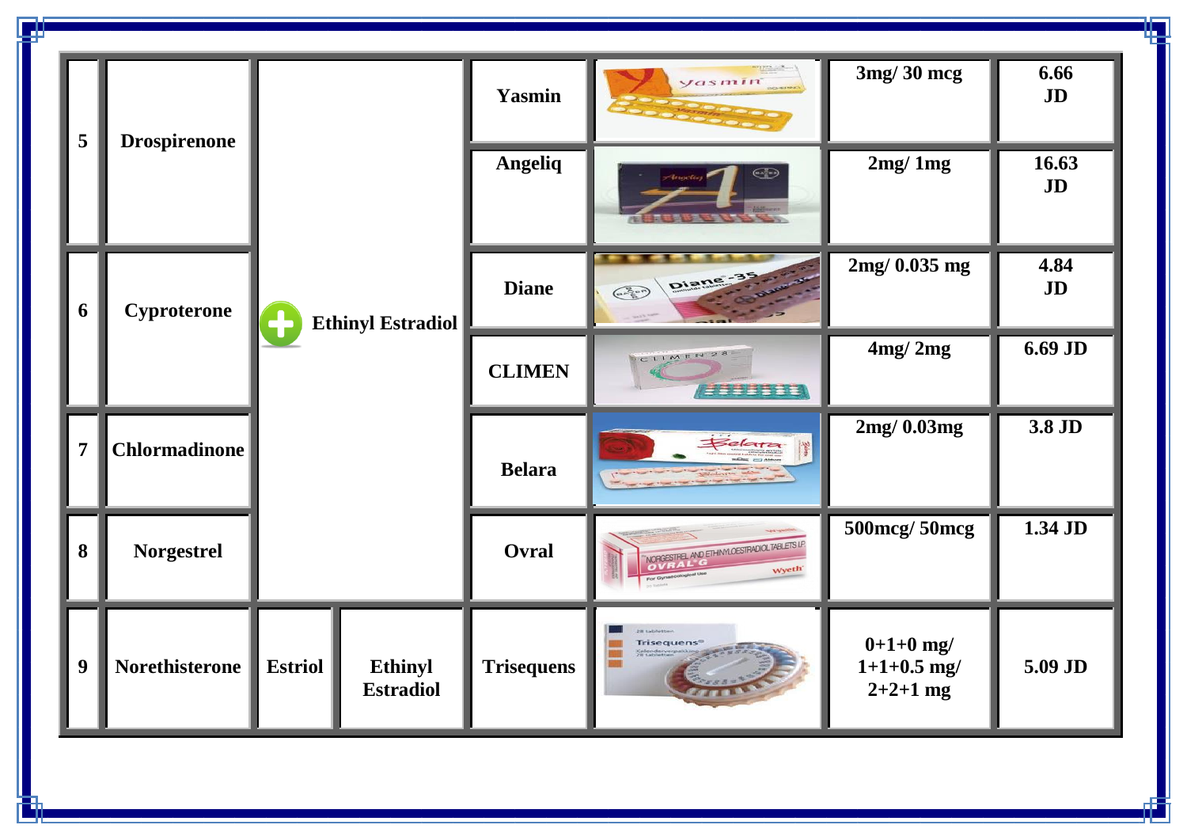| | | | | | | | |
|---|---|---|---|---|---|---|---|
| 5 | Drospirenone | Ethinyl Estradiol | | Yasmin | | 3mg/ 30 mcg | 6.66 JD |
| | | | | Angeliq | | 2mg/ 1mg | 16.63 JD |
| 6 | Cyproterone | | | Diane | | 2mg/ 0.035 mg | 4.84 JD |
| | | | | CLIMEN | | 4mg/ 2mg | 6.69 JD |
| 7 | Chlormadinone | | | Belara | | 2mg/ 0.03mg | 3.8 JD |
| 8 | Norgestrel | | | Ovral | | 500mcg/ 50mcg | 1.34 JD |
| 9 | Norethisterone | Estriol | Ethinyl Estradiol | Trisequens | | 0+1+0 mg/ 1+1+0.5 mg/ 2+2+1 mg | 5.09 JD |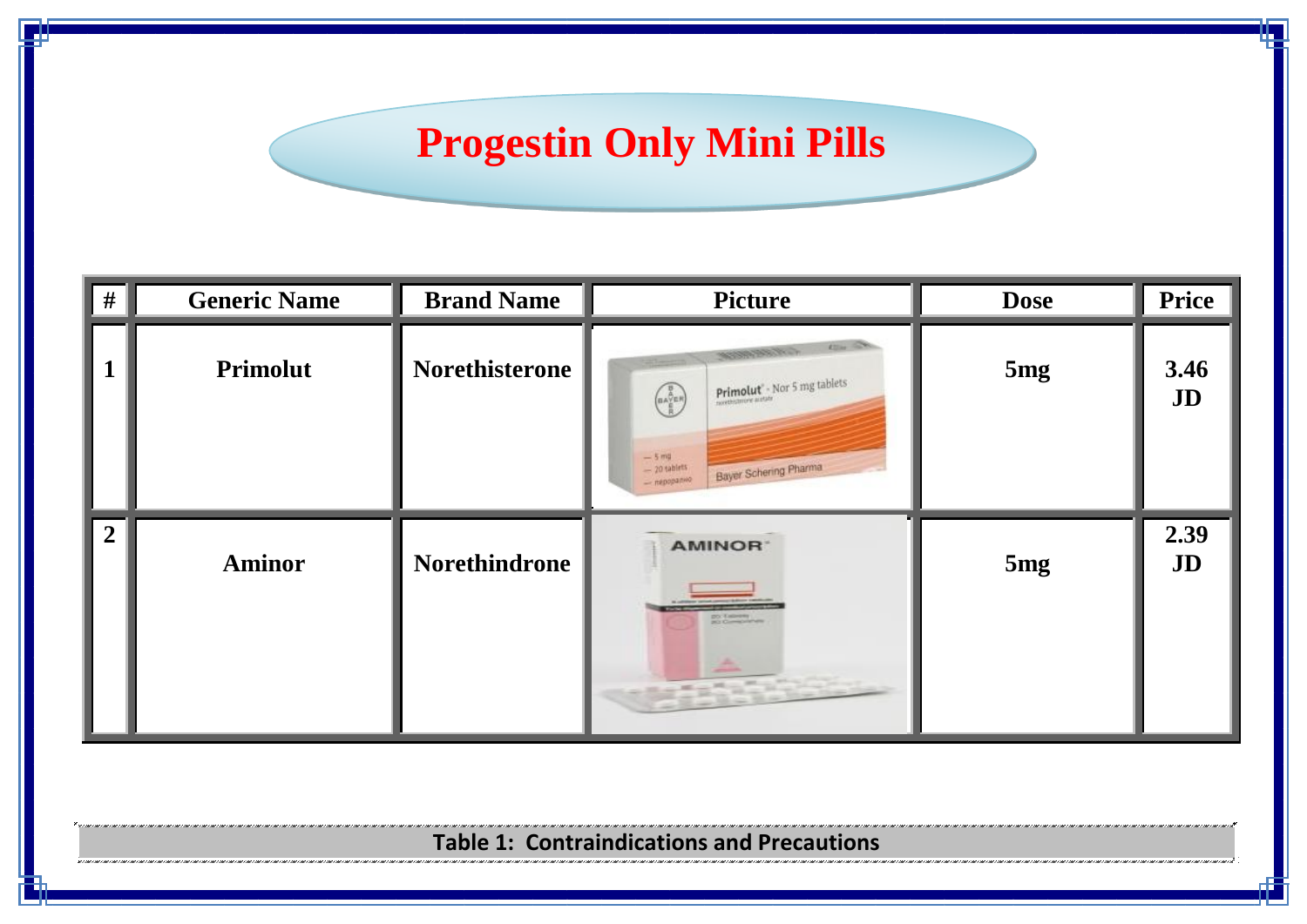# Progestin Only Mini Pills

| # | Generic Name | Brand Name | Picture | Dose | Price |
|---|---|---|---|---|---|
| 1 | Primolut | Norethisterone | | 5mg | 3.46 JD |
| 2 | Aminor | Norethindrone | | 5mg | 2.39 JD |

**Table 1: Contraindications and Precautions**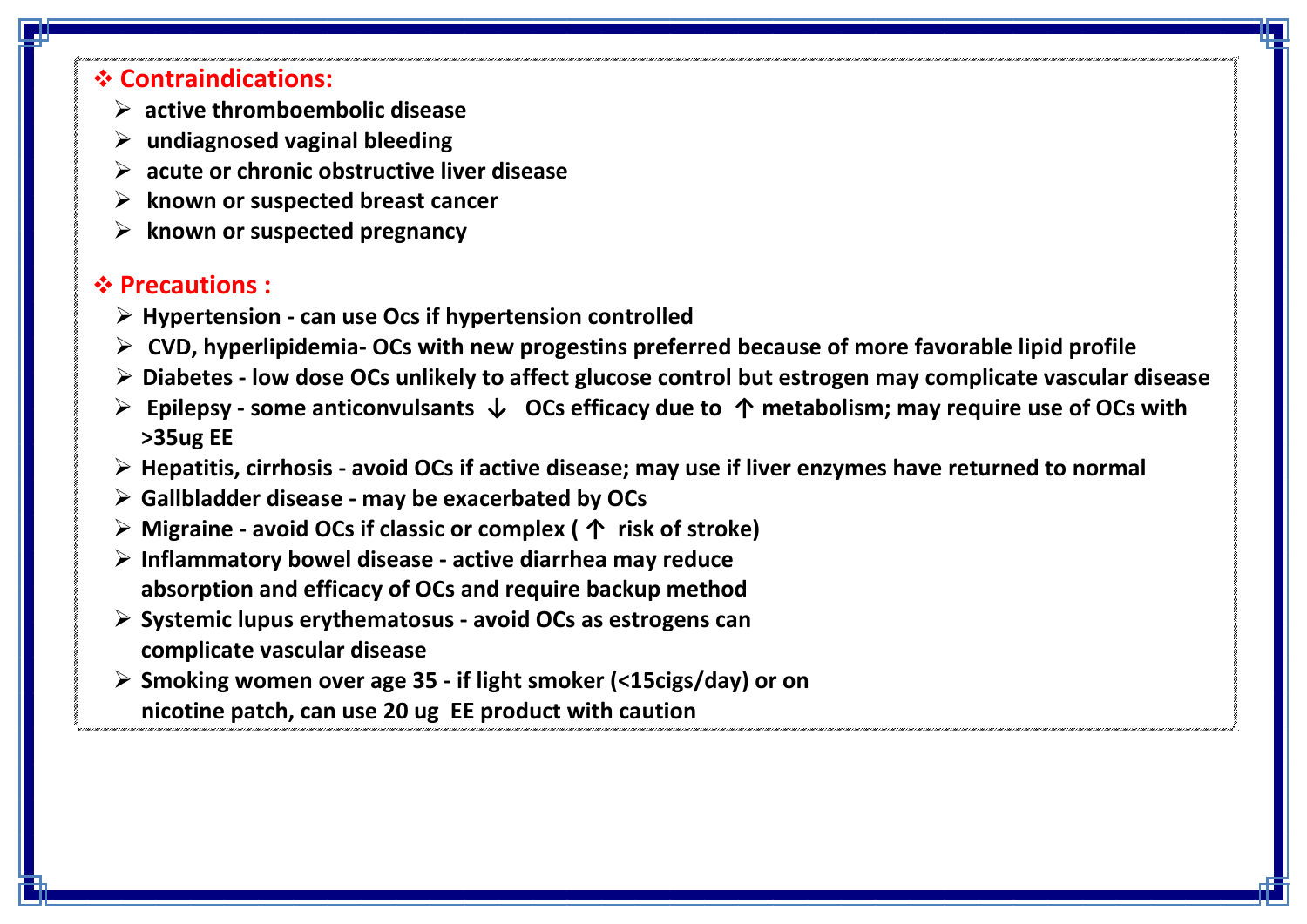## ❖ Contraindications:

- active thromboembolic disease
- undiagnosed vaginal bleeding
- acute or chronic obstructive liver disease
- known or suspected breast cancer
- known or suspected pregnancy

## ❖ Precautions :

- Hypertension - can use Ocs if hypertension controlled
- CVD, hyperlipidemia- OCs with new progestins preferred because of more favorable lipid profile
- Diabetes - low dose OCs unlikely to affect glucose control but estrogen may complicate vascular disease
- Epilepsy - some anticonvulsants ↓ OCs efficacy due to ↑ metabolism; may require use of OCs with >35ug EE
- Hepatitis, cirrhosis - avoid OCs if active disease; may use if liver enzymes have returned to normal
- Gallbladder disease - may be exacerbated by OCs
- Migraine - avoid OCs if classic or complex ( ↑ risk of stroke)
- Inflammatory bowel disease - active diarrhea may reduce absorption and efficacy of OCs and require backup method
- Systemic lupus erythematosus - avoid OCs as estrogens can complicate vascular disease
- Smoking women over age 35 - if light smoker (<15cigs/day) or on nicotine patch, can use 20 ug EE product with caution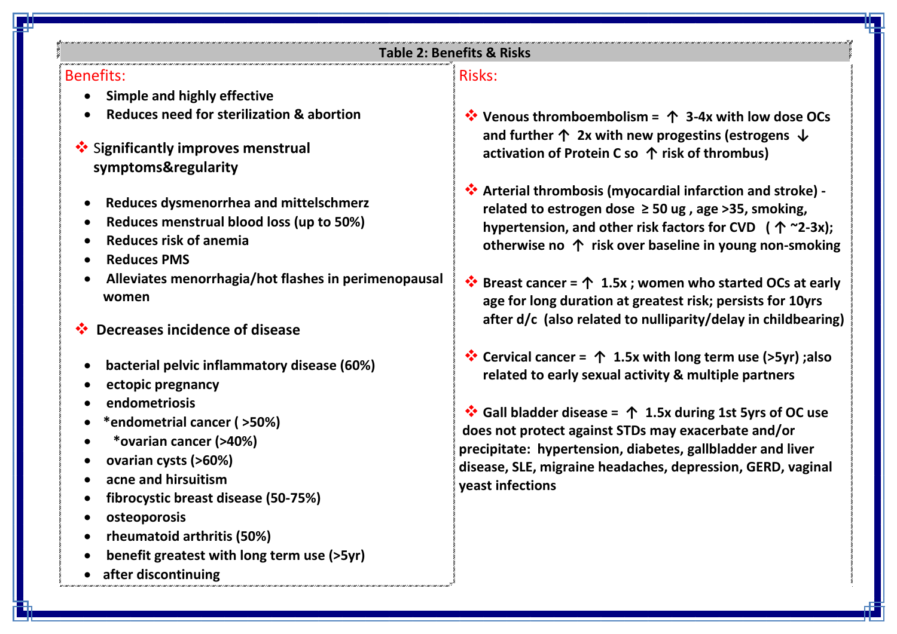## Table 2: Benefits & Risks

**Benefits:**

- **Simple and highly effective**
- **Reduces need for sterilization & abortion**

❖ **Significantly improves menstrual symptoms&regularity**

- **Reduces dysmenorrhea and mittelschmerz**
- **Reduces menstrual blood loss (up to 50%)**
- **Reduces risk of anemia**
- **Reduces PMS**
- **Alleviates menorrhagia/hot flashes in perimenopausal women**

❖ **Decreases incidence of disease**

- **bacterial pelvic inflammatory disease (60%)**
- **ectopic pregnancy**
- **endometriosis**
- ***endometrial cancer ( >50%)**
- ***ovarian cancer (>40%)**
- **ovarian cysts (>60%)**
- **acne and hirsuitism**
- **fibrocystic breast disease (50-75%)**
- **osteoporosis**
- **rheumatoid arthritis (50%)**
- **benefit greatest with long term use (>5yr)**
- **after discontinuing**

**Risks:**

❖ **Venous thromboembolism = ↑ 3-4x with low dose OCs and further ↑ 2x with new progestins (estrogens ↓ activation of Protein C so ↑ risk of thrombus)**

❖ **Arterial thrombosis (myocardial infarction and stroke) - related to estrogen dose ≥ 50 ug , age >35, smoking, hypertension, and other risk factors for CVD ( ↑ ~2-3x); otherwise no ↑ risk over baseline in young non-smoking**

❖ **Breast cancer = ↑ 1.5x ; women who started OCs at early age for long duration at greatest risk; persists for 10yrs after d/c (also related to nulliparity/delay in childbearing)**

❖ **Cervical cancer = ↑ 1.5x with long term use (>5yr) ;also related to early sexual activity & multiple partners**

❖ **Gall bladder disease = ↑ 1.5x during 1st 5yrs of OC use**

**does not protect against STDs may exacerbate and/or precipitate: hypertension, diabetes, gallbladder and liver disease, SLE, migraine headaches, depression, GERD, vaginal yeast infections**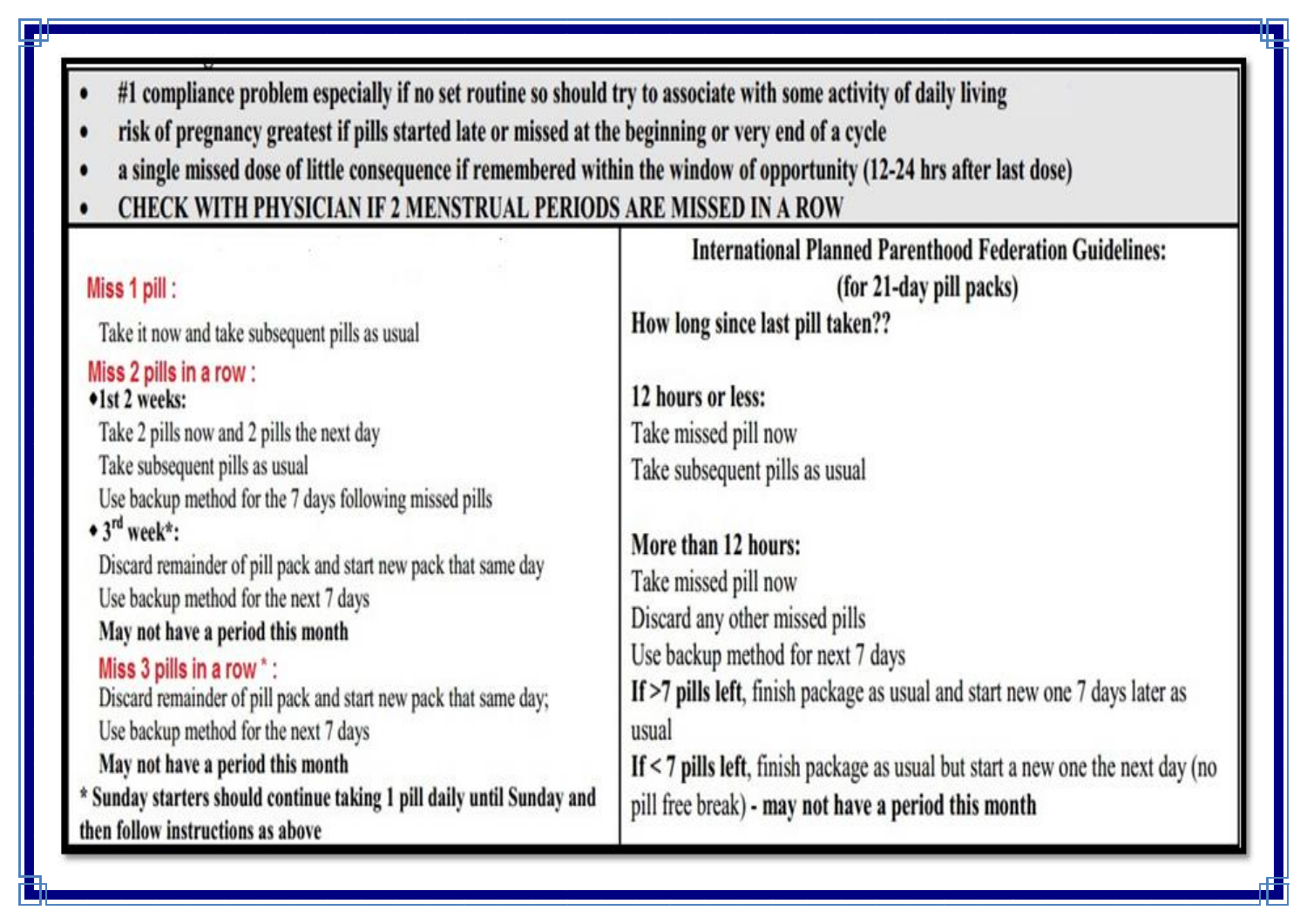- #1 compliance problem especially if no set routine so should try to associate with some activity of daily living
- risk of pregnancy greatest if pills started late or missed at the beginning or very end of a cycle
- a single missed dose of little consequence if remembered within the window of opportunity (12-24 hrs after last dose)
- CHECK WITH PHYSICIAN IF 2 MENSTRUAL PERIODS ARE MISSED IN A ROW

**Miss 1 pill :**

Take it now and take subsequent pills as usual

**Miss 2 pills in a row :**

- **1st 2 weeks:**
  - Take 2 pills now and 2 pills the next day
  - Take subsequent pills as usual
  - Use backup method for the 7 days following missed pills
- **3rd week*:**
  - Discard remainder of pill pack and start new pack that same day
  - Use backup method for the next 7 days
  - **May not have a period this month**

**Miss 3 pills in a row* :**

Discard remainder of pill pack and start new pack that same day;

Use backup method for the next 7 days

**May not have a period this month**

**\* Sunday starters should continue taking 1 pill daily until Sunday and then follow instructions as above**

**International Planned Parenthood Federation Guidelines: (for 21-day pill packs)**

**How long since last pill taken??**

**12 hours or less:**

Take missed pill now

Take subsequent pills as usual

**More than 12 hours:**

Take missed pill now

Discard any other missed pills

Use backup method for next 7 days

**If >7 pills left**, finish package as usual and start new one 7 days later as usual

**If < 7 pills left**, finish package as usual but start a new one the next day (no pill free break) - **may not have a period this month**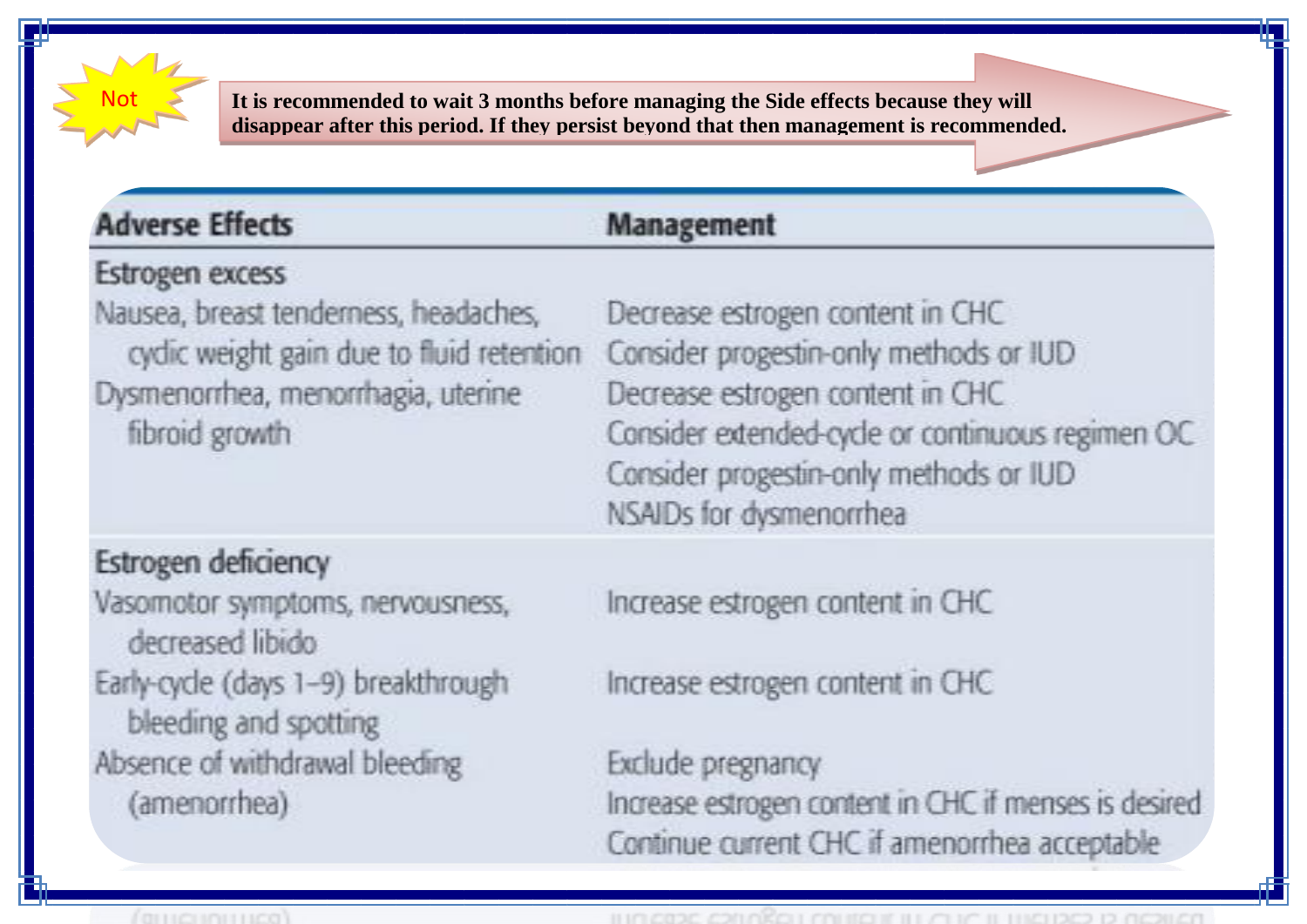**Not**

**It is recommended to wait 3 months before managing the Side effects because they will disappear after this period. If they persist beyond that then management is recommended.**

| Adverse Effects | Management |
|---|---|
| **Estrogen excess** | |
| Nausea, breast tenderness, headaches, cyclic weight gain due to fluid retention | Decrease estrogen content in CHC<br>Consider progestin-only methods or IUD |
| Dysmenorrhea, menorrhagia, uterine fibroid growth | Decrease estrogen content in CHC<br>Consider extended-cycle or continuous regimen OC<br>Consider progestin-only methods or IUD<br>NSAIDs for dysmenorrhea |
| **Estrogen deficiency** | |
| Vasomotor symptoms, nervousness, decreased libido | Increase estrogen content in CHC |
| Early-cycle (days 1–9) breakthrough bleeding and spotting | Increase estrogen content in CHC |
| Absence of withdrawal bleeding (amenorrhea) | Exclude pregnancy<br>Increase estrogen content in CHC if menses is desired<br>Continue current CHC if amenorrhea acceptable |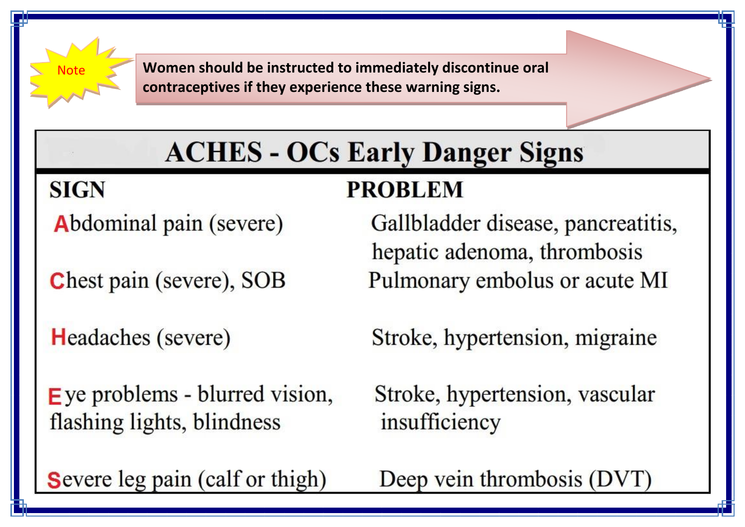**Note**

**Women should be instructed to immediately discontinue oral contraceptives if they experience these warning signs.**

## ACHES - OCs Early Danger Signs

| SIGN | PROBLEM |
| --- | --- |
| **A**bdominal pain (severe) | Gallbladder disease, pancreatitis, hepatic adenoma, thrombosis |
| **C**hest pain (severe), SOB | Pulmonary embolus or acute MI |
| **H**eadaches (severe) | Stroke, hypertension, migraine |
| **E**ye problems - blurred vision, flashing lights, blindness | Stroke, hypertension, vascular insufficiency |
| **S**evere leg pain (calf or thigh) | Deep vein thrombosis (DVT) |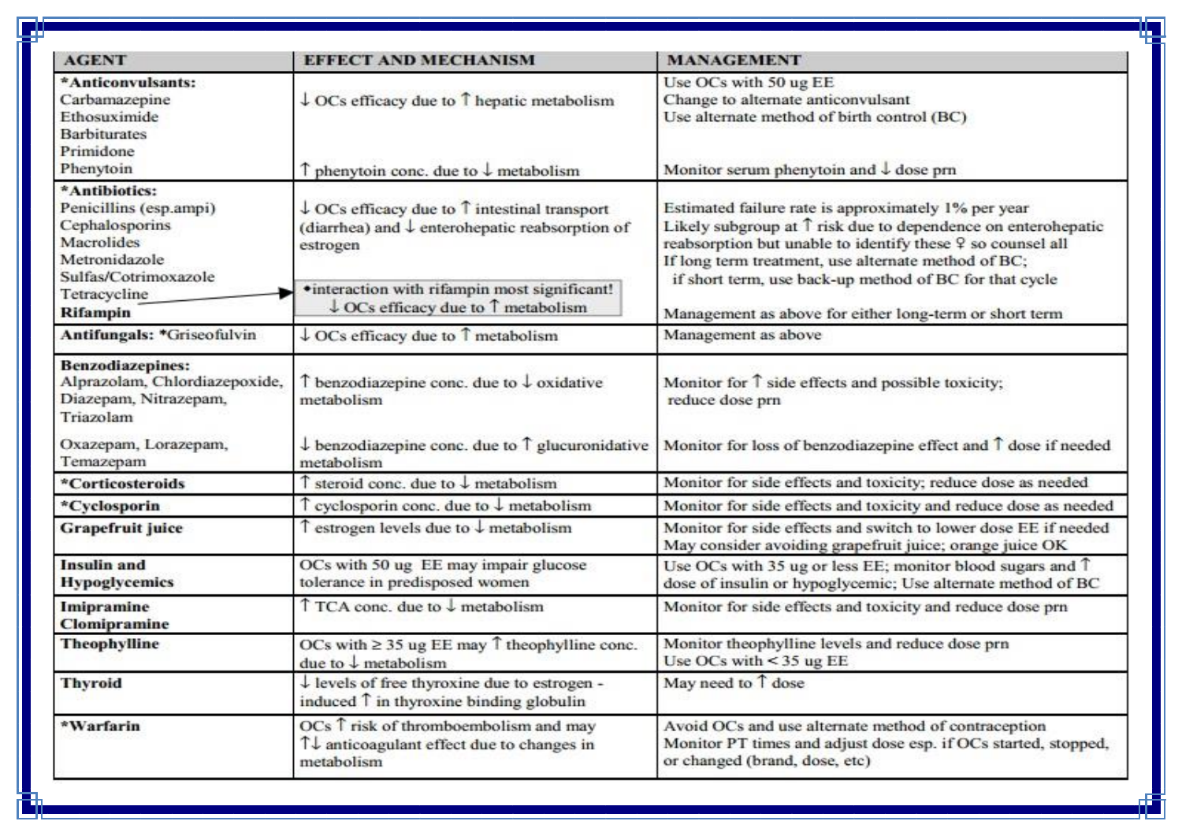| AGENT | EFFECT AND MECHANISM | MANAGEMENT |
| --- | --- | --- |
| **\*Anticonvulsants:**<br>Carbamazepine<br>Ethosuximide<br>Barbiturates<br>Primidone | ↓ OCs efficacy due to ↑ hepatic metabolism | Use OCs with 50 ug EE<br>Change to alternate anticonvulsant<br>Use alternate method of birth control (BC) |
| Phenytoin | ↑ phenytoin conc. due to ↓ metabolism | Monitor serum phenytoin and ↓ dose prn |
| **\*Antibiotics:**<br>Penicillins (esp.ampi)<br>Cephalosporins<br>Macrolides<br>Metronidazole<br>Sulfas/Cotrimoxazole<br>Tetracycline | ↓ OCs efficacy due to ↑ intestinal transport (diarrhea) and ↓ enterohepatic reabsorption of estrogen | Estimated failure rate is approximately 1% per year<br>Likely subgroup at ↑ risk due to dependence on enterohepatic reabsorption but unable to identify these ♀ so counsel all<br>If long term treatment, use alternate method of BC;<br>if short term, use back-up method of BC for that cycle |
| **Rifampin** | •interaction with rifampin most significant!<br>↓ OCs efficacy due to ↑ metabolism | Management as above for either long-term or short term |
| **Antifungals:** \*Griseofulvin | ↓ OCs efficacy due to ↑ metabolism | Management as above |
| **Benzodiazepines:**<br>Alprazolam, Chlordiazepoxide, Diazepam, Nitrazepam, Triazolam | ↑ benzodiazepine conc. due to ↓ oxidative metabolism | Monitor for ↑ side effects and possible toxicity; reduce dose prn |
| Oxazepam, Lorazepam, Temazepam | ↓ benzodiazepine conc. due to ↑ glucuronidative metabolism | Monitor for loss of benzodiazepine effect and ↑ dose if needed |
| **\*Corticosteroids** | ↑ steroid conc. due to ↓ metabolism | Monitor for side effects and toxicity; reduce dose as needed |
| **\*Cyclosporin** | ↑ cyclosporin conc. due to ↓ metabolism | Monitor for side effects and toxicity and reduce dose as needed |
| **Grapefruit juice** | ↑ estrogen levels due to ↓ metabolism | Monitor for side effects and switch to lower dose EE if needed<br>May consider avoiding grapefruit juice; orange juice OK |
| **Insulin and Hypoglycemics** | OCs with 50 ug EE may impair glucose tolerance in predisposed women | Use OCs with 35 ug or less EE; monitor blood sugars and ↑ dose of insulin or hypoglycemic; Use alternate method of BC |
| **Imipramine**<br>**Clomipramine** | ↑ TCA conc. due to ↓ metabolism | Monitor for side effects and toxicity and reduce dose prn |
| **Theophylline** | OCs with ≥ 35 ug EE may ↑ theophylline conc. due to ↓ metabolism | Monitor theophylline levels and reduce dose prn<br>Use OCs with < 35 ug EE |
| **Thyroid** | ↓ levels of free thyroxine due to estrogen - induced ↑ in thyroxine binding globulin | May need to ↑ dose |
| **\*Warfarin** | OCs ↑ risk of thromboembolism and may ↑↓ anticoagulant effect due to changes in metabolism | Avoid OCs and use alternate method of contraception<br>Monitor PT times and adjust dose esp. if OCs started, stopped, or changed (brand, dose, etc) |